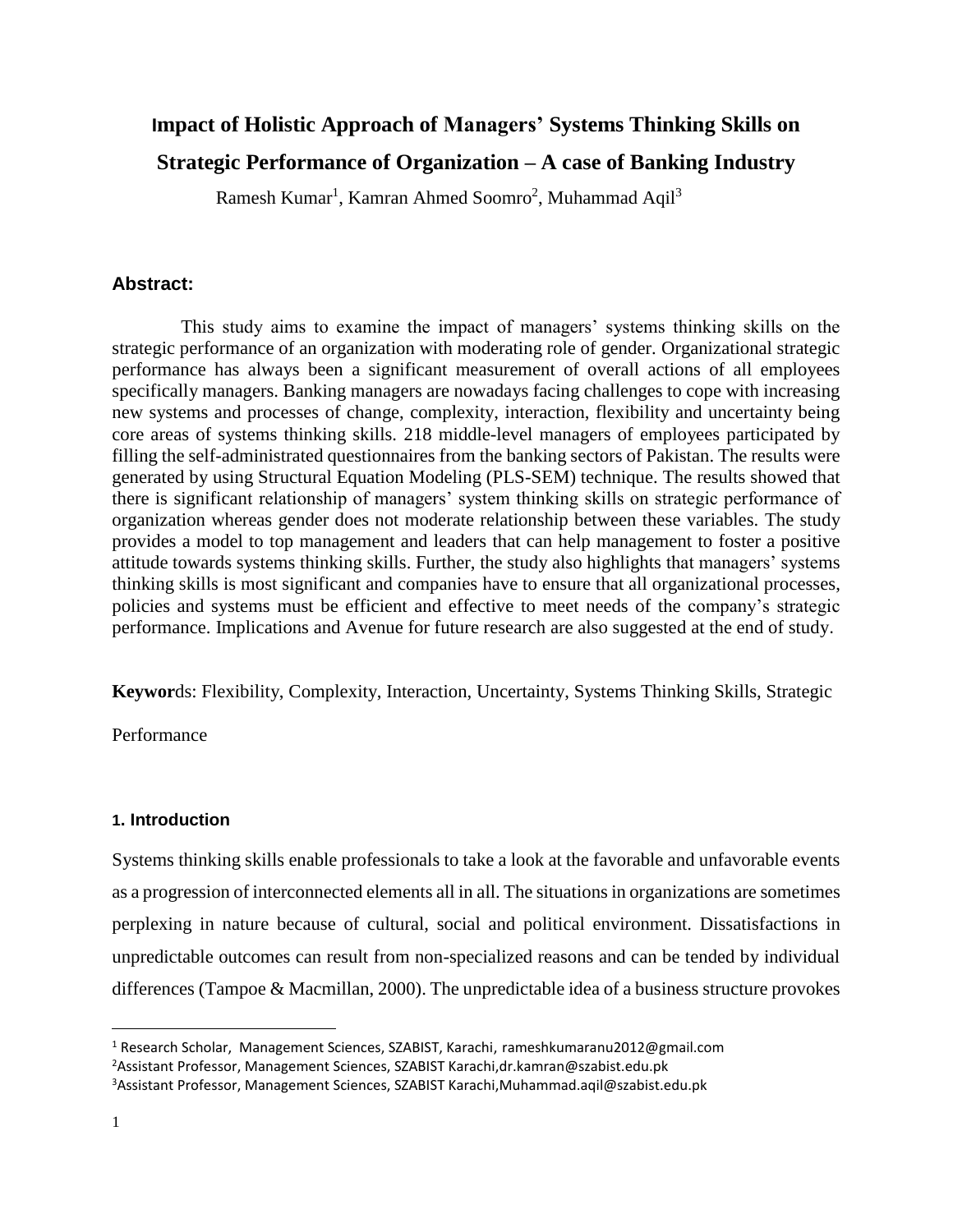# Impact of Holistic Approach of Managers' Systems Thinking Skills on Strategic Performance of Organization – A case of Banking Industry

Ramesh Kumar[1], Kamran Ahmed Soomro[2], Muhammad Aqil[3]

## Abstract:

This study aims to examine the impact of managers' systems thinking skills on the strategic performance of an organization with moderating role of gender. Organizational strategic performance has always been a significant measurement of overall actions of all employees specifically managers. Banking managers are nowadays facing challenges to cope with increasing new systems and processes of change, complexity, interaction, flexibility and uncertainty being core areas of systems thinking skills. 218 middle-level managers of employees participated by filling the self-administrated questionnaires from the banking sectors of Pakistan. The results were generated by using Structural Equation Modeling (PLS-SEM) technique. The results showed that there is significant relationship of managers' system thinking skills on strategic performance of organization whereas gender does not moderate relationship between these variables. The study provides a model to top management and leaders that can help management to foster a positive attitude towards systems thinking skills. Further, the study also highlights that managers' systems thinking skills is most significant and companies have to ensure that all organizational processes, policies and systems must be efficient and effective to meet needs of the company's strategic performance. Implications and Avenue for future research are also suggested at the end of study.

**Keywords**: Flexibility, Complexity, Interaction, Uncertainty, Systems Thinking Skills, Strategic Performance

## 1. Introduction

Systems thinking skills enable professionals to take a look at the favorable and unfavorable events as a progression of interconnected elements all in all. The situations in organizations are sometimes perplexing in nature because of cultural, social and political environment. Dissatisfactions in unpredictable outcomes can result from non-specialized reasons and can be tended by individual differences (Tampoe & Macmillan, 2000). The unpredictable idea of a business structure provokes

---

[1] Research Scholar, Management Sciences, SZABIST, Karachi, rameshkumaranu2012@gmail.com

[2] Assistant Professor, Management Sciences, SZABIST Karachi,dr.kamran@szabist.edu.pk

[3] Assistant Professor, Management Sciences, SZABIST Karachi,Muhammad.aqil@szabist.edu.pk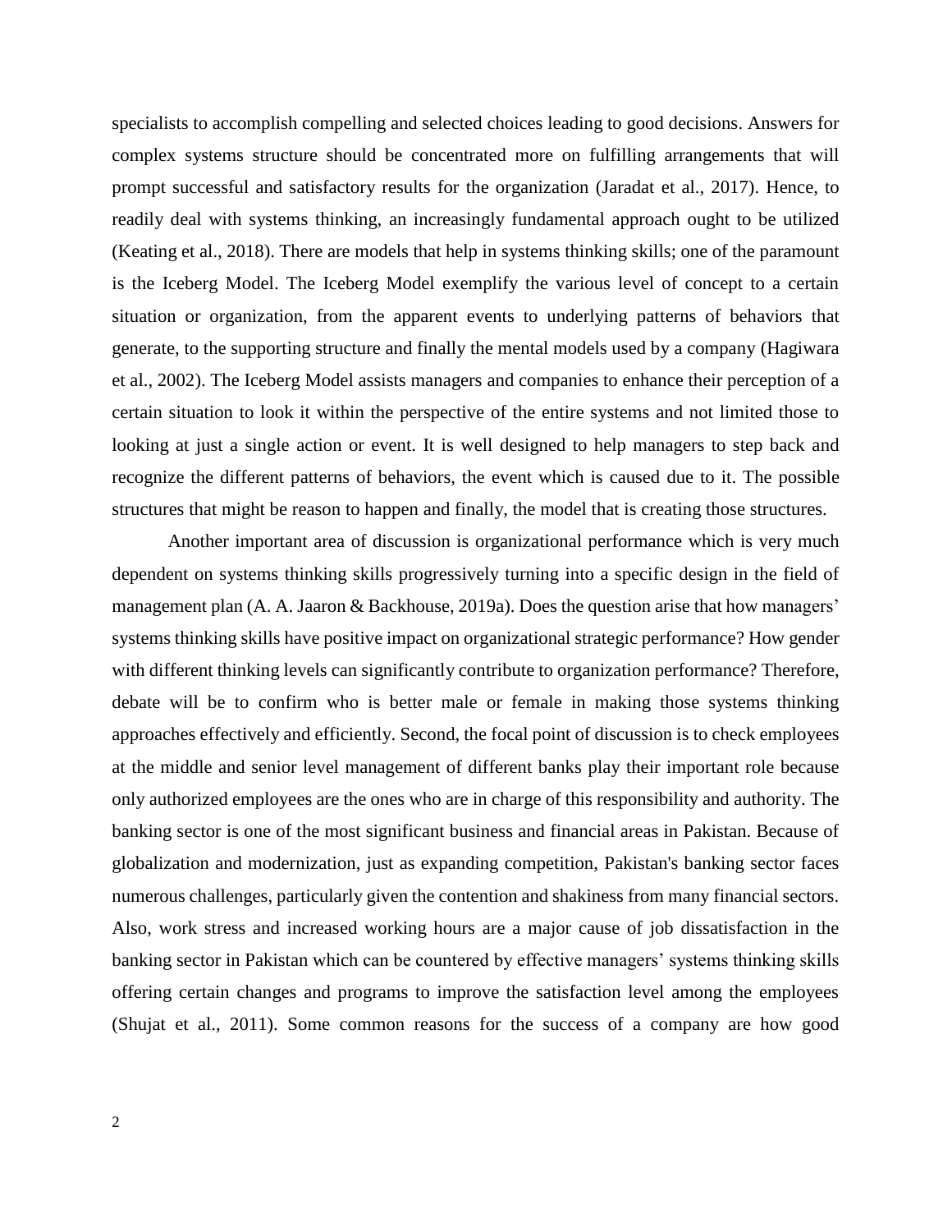specialists to accomplish compelling and selected choices leading to good decisions. Answers for complex systems structure should be concentrated more on fulfilling arrangements that will prompt successful and satisfactory results for the organization (Jaradat et al., 2017). Hence, to readily deal with systems thinking, an increasingly fundamental approach ought to be utilized (Keating et al., 2018). There are models that help in systems thinking skills; one of the paramount is the Iceberg Model. The Iceberg Model exemplify the various level of concept to a certain situation or organization, from the apparent events to underlying patterns of behaviors that generate, to the supporting structure and finally the mental models used by a company (Hagiwara et al., 2002). The Iceberg Model assists managers and companies to enhance their perception of a certain situation to look it within the perspective of the entire systems and not limited those to looking at just a single action or event. It is well designed to help managers to step back and recognize the different patterns of behaviors, the event which is caused due to it. The possible structures that might be reason to happen and finally, the model that is creating those structures.

Another important area of discussion is organizational performance which is very much dependent on systems thinking skills progressively turning into a specific design in the field of management plan (A. A. Jaaron & Backhouse, 2019a). Does the question arise that how managers' systems thinking skills have positive impact on organizational strategic performance? How gender with different thinking levels can significantly contribute to organization performance? Therefore, debate will be to confirm who is better male or female in making those systems thinking approaches effectively and efficiently. Second, the focal point of discussion is to check employees at the middle and senior level management of different banks play their important role because only authorized employees are the ones who are in charge of this responsibility and authority. The banking sector is one of the most significant business and financial areas in Pakistan. Because of globalization and modernization, just as expanding competition, Pakistan's banking sector faces numerous challenges, particularly given the contention and shakiness from many financial sectors. Also, work stress and increased working hours are a major cause of job dissatisfaction in the banking sector in Pakistan which can be countered by effective managers' systems thinking skills offering certain changes and programs to improve the satisfaction level among the employees (Shujat et al., 2011). Some common reasons for the success of a company are how good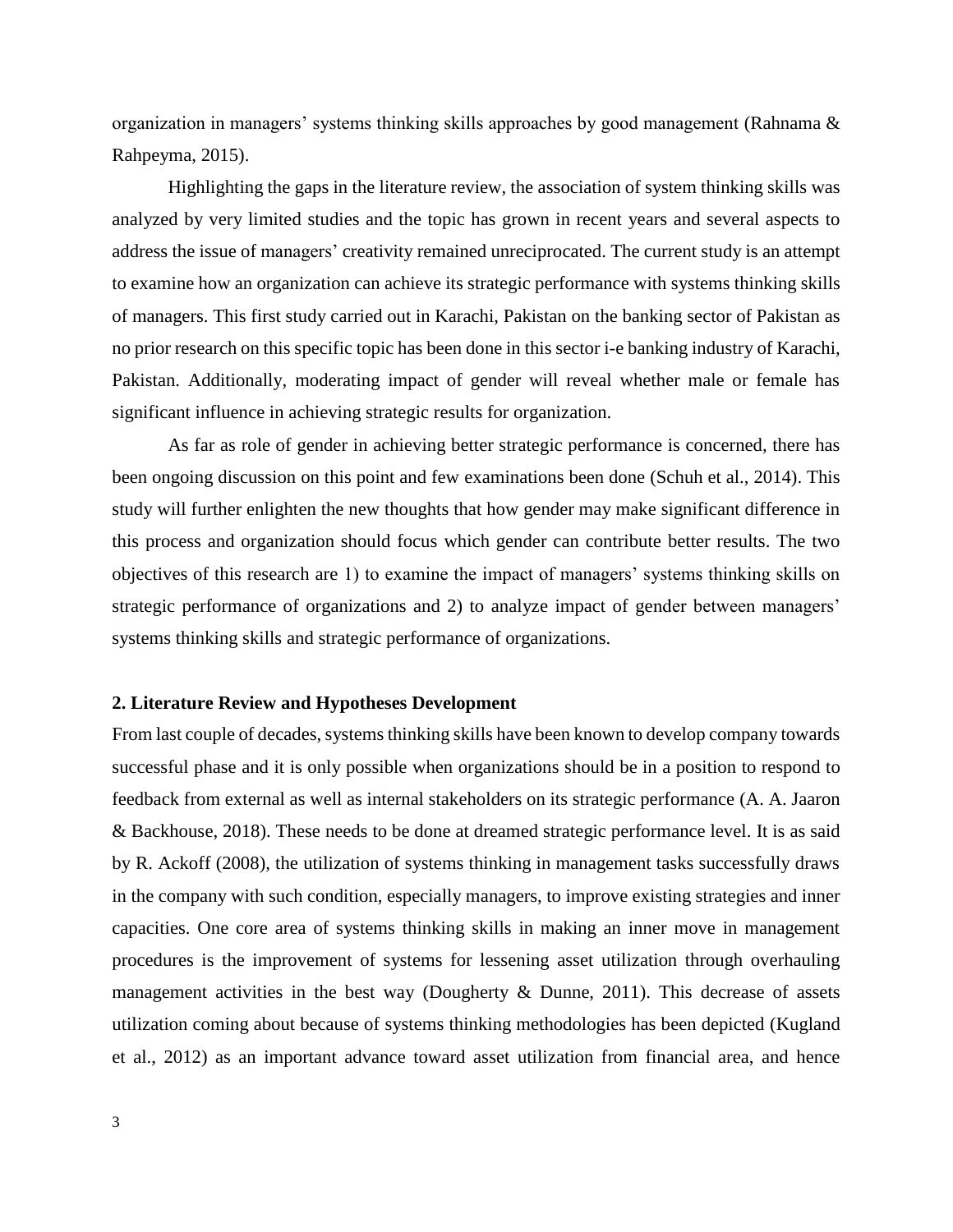organization in managers' systems thinking skills approaches by good management (Rahnama & Rahpeyma, 2015).

Highlighting the gaps in the literature review, the association of system thinking skills was analyzed by very limited studies and the topic has grown in recent years and several aspects to address the issue of managers' creativity remained unreciprocated. The current study is an attempt to examine how an organization can achieve its strategic performance with systems thinking skills of managers. This first study carried out in Karachi, Pakistan on the banking sector of Pakistan as no prior research on this specific topic has been done in this sector i-e banking industry of Karachi, Pakistan. Additionally, moderating impact of gender will reveal whether male or female has significant influence in achieving strategic results for organization.

As far as role of gender in achieving better strategic performance is concerned, there has been ongoing discussion on this point and few examinations been done (Schuh et al., 2014). This study will further enlighten the new thoughts that how gender may make significant difference in this process and organization should focus which gender can contribute better results. The two objectives of this research are 1) to examine the impact of managers' systems thinking skills on strategic performance of organizations and 2) to analyze impact of gender between managers' systems thinking skills and strategic performance of organizations.

## 2. Literature Review and Hypotheses Development

From last couple of decades, systems thinking skills have been known to develop company towards successful phase and it is only possible when organizations should be in a position to respond to feedback from external as well as internal stakeholders on its strategic performance (A. A. Jaaron & Backhouse, 2018). These needs to be done at dreamed strategic performance level. It is as said by R. Ackoff (2008), the utilization of systems thinking in management tasks successfully draws in the company with such condition, especially managers, to improve existing strategies and inner capacities. One core area of systems thinking skills in making an inner move in management procedures is the improvement of systems for lessening asset utilization through overhauling management activities in the best way (Dougherty & Dunne, 2011). This decrease of assets utilization coming about because of systems thinking methodologies has been depicted (Kugland et al., 2012) as an important advance toward asset utilization from financial area, and hence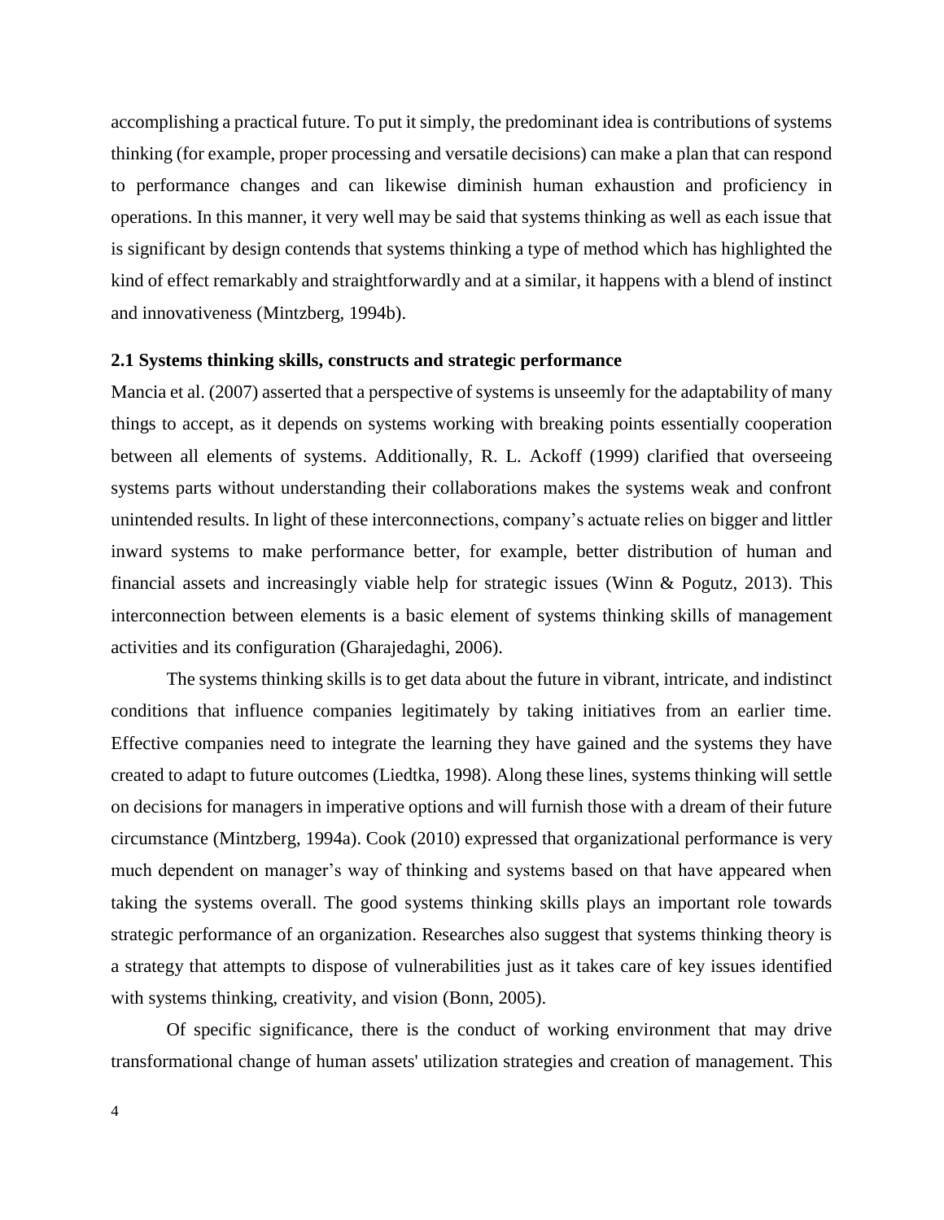accomplishing a practical future. To put it simply, the predominant idea is contributions of systems thinking (for example, proper processing and versatile decisions) can make a plan that can respond to performance changes and can likewise diminish human exhaustion and proficiency in operations. In this manner, it very well may be said that systems thinking as well as each issue that is significant by design contends that systems thinking a type of method which has highlighted the kind of effect remarkably and straightforwardly and at a similar, it happens with a blend of instinct and innovativeness (Mintzberg, 1994b).

## 2.1 Systems thinking skills, constructs and strategic performance

Mancia et al. (2007) asserted that a perspective of systems is unseemly for the adaptability of many things to accept, as it depends on systems working with breaking points essentially cooperation between all elements of systems. Additionally, R. L. Ackoff (1999) clarified that overseeing systems parts without understanding their collaborations makes the systems weak and confront unintended results. In light of these interconnections, company's actuate relies on bigger and littler inward systems to make performance better, for example, better distribution of human and financial assets and increasingly viable help for strategic issues (Winn & Pogutz, 2013). This interconnection between elements is a basic element of systems thinking skills of management activities and its configuration (Gharajedaghi, 2006).

The systems thinking skills is to get data about the future in vibrant, intricate, and indistinct conditions that influence companies legitimately by taking initiatives from an earlier time. Effective companies need to integrate the learning they have gained and the systems they have created to adapt to future outcomes (Liedtka, 1998). Along these lines, systems thinking will settle on decisions for managers in imperative options and will furnish those with a dream of their future circumstance (Mintzberg, 1994a). Cook (2010) expressed that organizational performance is very much dependent on manager's way of thinking and systems based on that have appeared when taking the systems overall. The good systems thinking skills plays an important role towards strategic performance of an organization. Researches also suggest that systems thinking theory is a strategy that attempts to dispose of vulnerabilities just as it takes care of key issues identified with systems thinking, creativity, and vision (Bonn, 2005).

Of specific significance, there is the conduct of working environment that may drive transformational change of human assets' utilization strategies and creation of management. This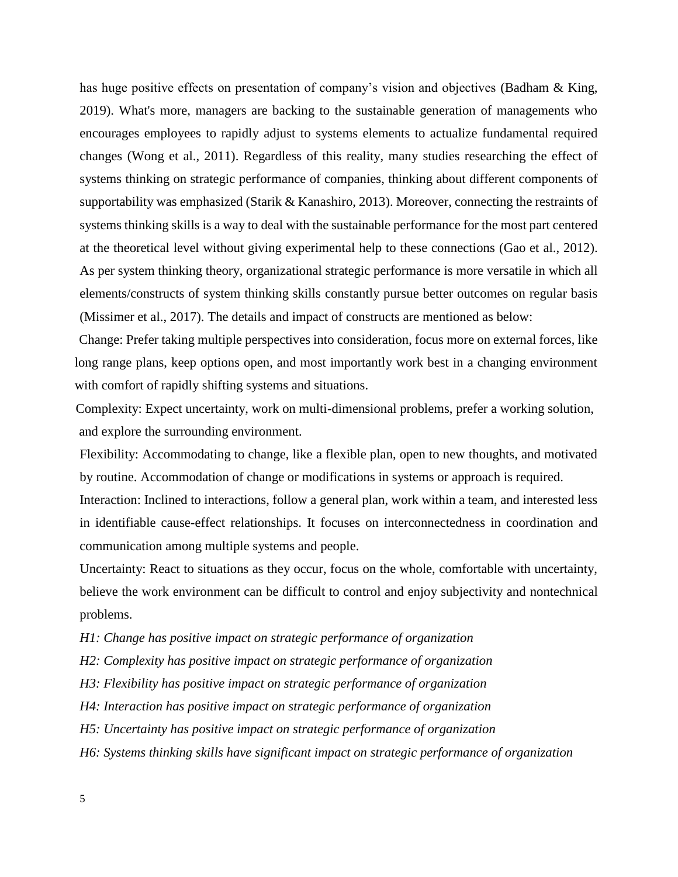has huge positive effects on presentation of company's vision and objectives (Badham & King, 2019). What's more, managers are backing to the sustainable generation of managements who encourages employees to rapidly adjust to systems elements to actualize fundamental required changes (Wong et al., 2011). Regardless of this reality, many studies researching the effect of systems thinking on strategic performance of companies, thinking about different components of supportability was emphasized (Starik & Kanashiro, 2013). Moreover, connecting the restraints of systems thinking skills is a way to deal with the sustainable performance for the most part centered at the theoretical level without giving experimental help to these connections (Gao et al., 2012). As per system thinking theory, organizational strategic performance is more versatile in which all elements/constructs of system thinking skills constantly pursue better outcomes on regular basis (Missimer et al., 2017). The details and impact of constructs are mentioned as below:

Change: Prefer taking multiple perspectives into consideration, focus more on external forces, like long range plans, keep options open, and most importantly work best in a changing environment with comfort of rapidly shifting systems and situations.

Complexity: Expect uncertainty, work on multi-dimensional problems, prefer a working solution, and explore the surrounding environment.

Flexibility: Accommodating to change, like a flexible plan, open to new thoughts, and motivated by routine. Accommodation of change or modifications in systems or approach is required.

Interaction: Inclined to interactions, follow a general plan, work within a team, and interested less in identifiable cause-effect relationships. It focuses on interconnectedness in coordination and communication among multiple systems and people.

Uncertainty: React to situations as they occur, focus on the whole, comfortable with uncertainty, believe the work environment can be difficult to control and enjoy subjectivity and nontechnical problems.

*H1: Change has positive impact on strategic performance of organization*

*H2: Complexity has positive impact on strategic performance of organization*

*H3: Flexibility has positive impact on strategic performance of organization*

*H4: Interaction has positive impact on strategic performance of organization*

*H5: Uncertainty has positive impact on strategic performance of organization*

*H6: Systems thinking skills have significant impact on strategic performance of organization*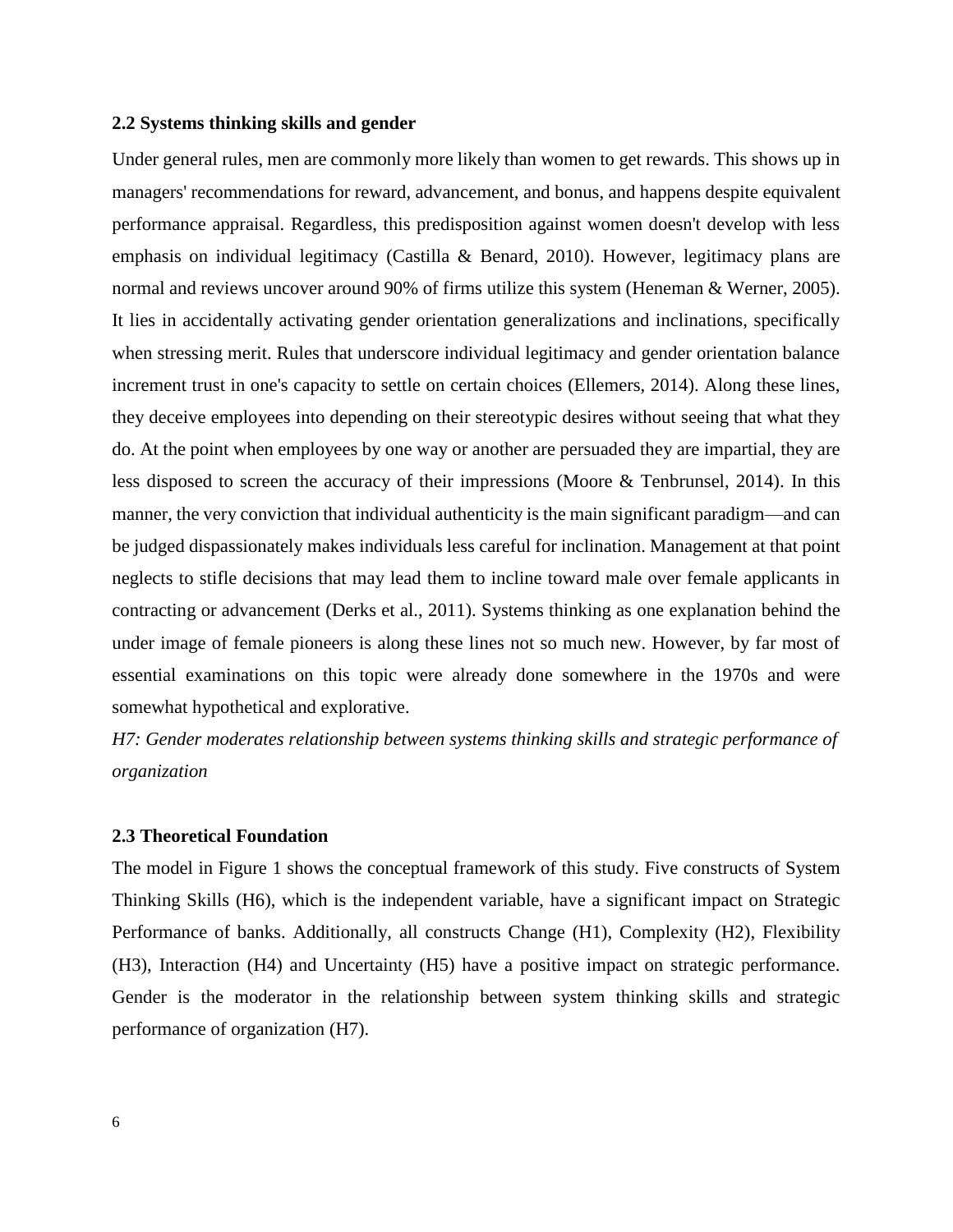### 2.2 Systems thinking skills and gender

Under general rules, men are commonly more likely than women to get rewards. This shows up in managers' recommendations for reward, advancement, and bonus, and happens despite equivalent performance appraisal. Regardless, this predisposition against women doesn't develop with less emphasis on individual legitimacy (Castilla & Benard, 2010). However, legitimacy plans are normal and reviews uncover around 90% of firms utilize this system (Heneman & Werner, 2005). It lies in accidentally activating gender orientation generalizations and inclinations, specifically when stressing merit. Rules that underscore individual legitimacy and gender orientation balance increment trust in one's capacity to settle on certain choices (Ellemers, 2014). Along these lines, they deceive employees into depending on their stereotypic desires without seeing that what they do. At the point when employees by one way or another are persuaded they are impartial, they are less disposed to screen the accuracy of their impressions (Moore & Tenbrunsel, 2014). In this manner, the very conviction that individual authenticity is the main significant paradigm—and can be judged dispassionately makes individuals less careful for inclination. Management at that point neglects to stifle decisions that may lead them to incline toward male over female applicants in contracting or advancement (Derks et al., 2011). Systems thinking as one explanation behind the under image of female pioneers is along these lines not so much new. However, by far most of essential examinations on this topic were already done somewhere in the 1970s and were somewhat hypothetical and explorative.

*H7: Gender moderates relationship between systems thinking skills and strategic performance of organization*

### 2.3 Theoretical Foundation

The model in Figure 1 shows the conceptual framework of this study. Five constructs of System Thinking Skills (H6), which is the independent variable, have a significant impact on Strategic Performance of banks. Additionally, all constructs Change (H1), Complexity (H2), Flexibility (H3), Interaction (H4) and Uncertainty (H5) have a positive impact on strategic performance. Gender is the moderator in the relationship between system thinking skills and strategic performance of organization (H7).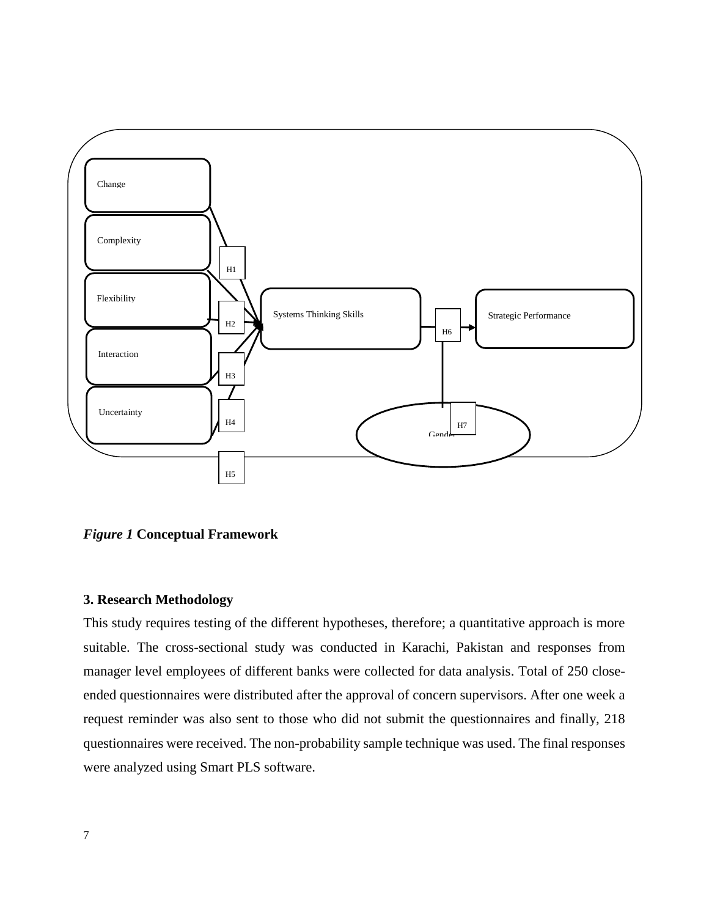Change

Complexity

Flexibility

Interaction

Uncertainty

H1

H2

H3

H4

H5

Systems Thinking Skills

H6

Strategic Performance

Gender

H7

***Figure 1*** **Conceptual Framework**

### 3. Research Methodology

This study requires testing of the different hypotheses, therefore; a quantitative approach is more suitable. The cross-sectional study was conducted in Karachi, Pakistan and responses from manager level employees of different banks were collected for data analysis. Total of 250 close-ended questionnaires were distributed after the approval of concern supervisors. After one week a request reminder was also sent to those who did not submit the questionnaires and finally, 218 questionnaires were received. The non-probability sample technique was used. The final responses were analyzed using Smart PLS software.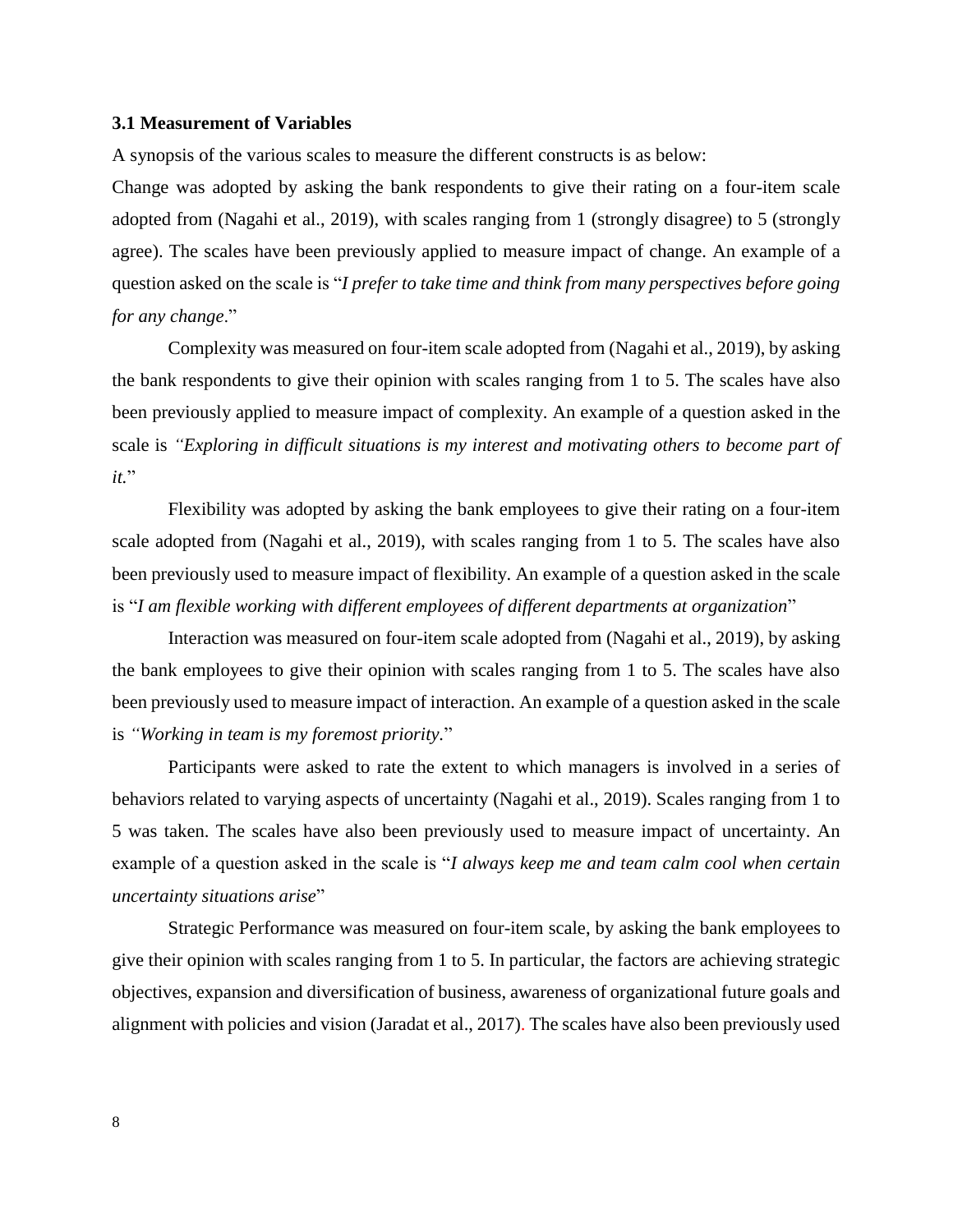### 3.1 Measurement of Variables

A synopsis of the various scales to measure the different constructs is as below:

Change was adopted by asking the bank respondents to give their rating on a four-item scale adopted from (Nagahi et al., 2019), with scales ranging from 1 (strongly disagree) to 5 (strongly agree). The scales have been previously applied to measure impact of change. An example of a question asked on the scale is "*I prefer to take time and think from many perspectives before going for any change*."

Complexity was measured on four-item scale adopted from (Nagahi et al., 2019), by asking the bank respondents to give their opinion with scales ranging from 1 to 5. The scales have also been previously applied to measure impact of complexity. An example of a question asked in the scale is *"Exploring in difficult situations is my interest and motivating others to become part of it.*"

Flexibility was adopted by asking the bank employees to give their rating on a four-item scale adopted from (Nagahi et al., 2019), with scales ranging from 1 to 5. The scales have also been previously used to measure impact of flexibility. An example of a question asked in the scale is "*I am flexible working with different employees of different departments at organization*"

Interaction was measured on four-item scale adopted from (Nagahi et al., 2019), by asking the bank employees to give their opinion with scales ranging from 1 to 5. The scales have also been previously used to measure impact of interaction. An example of a question asked in the scale is *"Working in team is my foremost priority.*"

Participants were asked to rate the extent to which managers is involved in a series of behaviors related to varying aspects of uncertainty (Nagahi et al., 2019). Scales ranging from 1 to 5 was taken. The scales have also been previously used to measure impact of uncertainty. An example of a question asked in the scale is "*I always keep me and team calm cool when certain uncertainty situations arise*"

Strategic Performance was measured on four-item scale, by asking the bank employees to give their opinion with scales ranging from 1 to 5. In particular, the factors are achieving strategic objectives, expansion and diversification of business, awareness of organizational future goals and alignment with policies and vision (Jaradat et al., 2017). The scales have also been previously used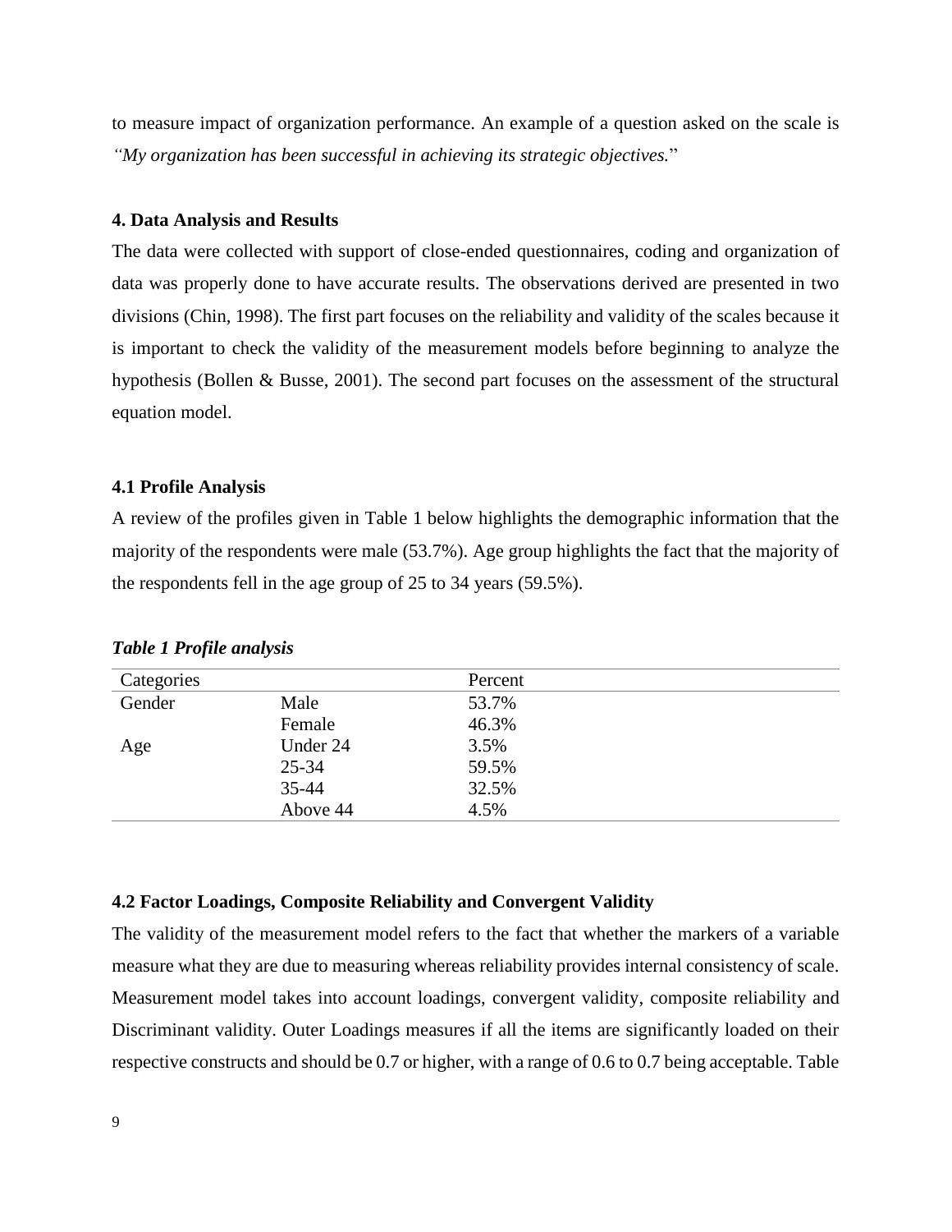to measure impact of organization performance. An example of a question asked on the scale is *"My organization has been successful in achieving its strategic objectives.*"

### 4. Data Analysis and Results

The data were collected with support of close-ended questionnaires, coding and organization of data was properly done to have accurate results. The observations derived are presented in two divisions (Chin, 1998). The first part focuses on the reliability and validity of the scales because it is important to check the validity of the measurement models before beginning to analyze the hypothesis (Bollen & Busse, 2001). The second part focuses on the assessment of the structural equation model.

### 4.1 Profile Analysis

A review of the profiles given in Table 1 below highlights the demographic information that the majority of the respondents were male (53.7%). Age group highlights the fact that the majority of the respondents fell in the age group of 25 to 34 years (59.5%).

***Table 1 Profile analysis***

| Categories | | Percent |
|---|---|---|
| Gender | Male | 53.7% |
| | Female | 46.3% |
| Age | Under 24 | 3.5% |
| | 25-34 | 59.5% |
| | 35-44 | 32.5% |
| | Above 44 | 4.5% |

### 4.2 Factor Loadings, Composite Reliability and Convergent Validity

The validity of the measurement model refers to the fact that whether the markers of a variable measure what they are due to measuring whereas reliability provides internal consistency of scale. Measurement model takes into account loadings, convergent validity, composite reliability and Discriminant validity. Outer Loadings measures if all the items are significantly loaded on their respective constructs and should be 0.7 or higher, with a range of 0.6 to 0.7 being acceptable. Table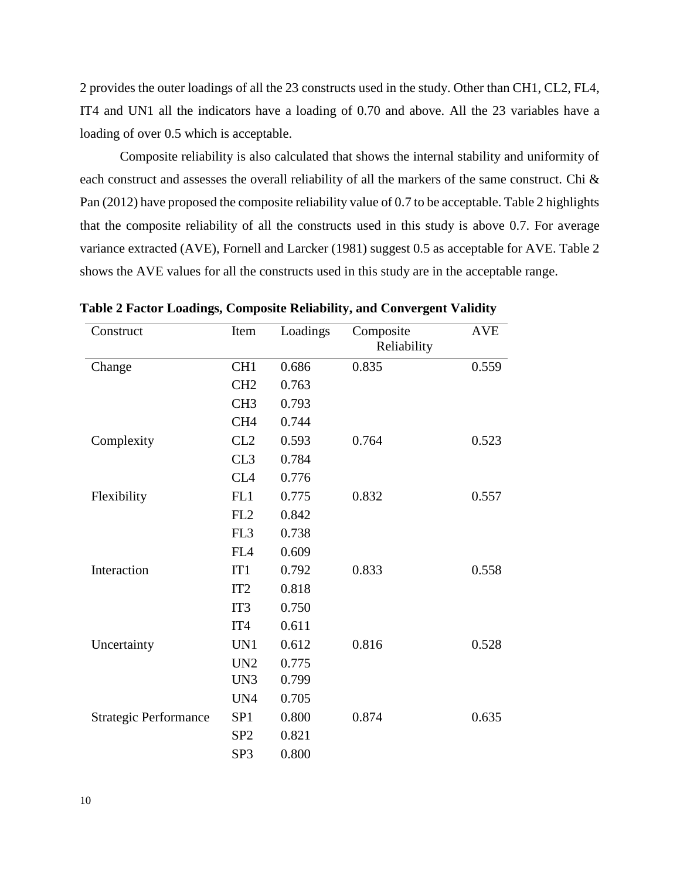2 provides the outer loadings of all the 23 constructs used in the study. Other than CH1, CL2, FL4, IT4 and UN1 all the indicators have a loading of 0.70 and above. All the 23 variables have a loading of over 0.5 which is acceptable.

Composite reliability is also calculated that shows the internal stability and uniformity of each construct and assesses the overall reliability of all the markers of the same construct. Chi & Pan (2012) have proposed the composite reliability value of 0.7 to be acceptable. Table 2 highlights that the composite reliability of all the constructs used in this study is above 0.7. For average variance extracted (AVE), Fornell and Larcker (1981) suggest 0.5 as acceptable for AVE. Table 2 shows the AVE values for all the constructs used in this study are in the acceptable range.

**Table 2 Factor Loadings, Composite Reliability, and Convergent Validity**

| Construct | Item | Loadings | Composite Reliability | AVE |
|---|---|---|---|---|
| Change | CH1 | 0.686 | 0.835 | 0.559 |
| | CH2 | 0.763 | | |
| | CH3 | 0.793 | | |
| | CH4 | 0.744 | | |
| Complexity | CL2 | 0.593 | 0.764 | 0.523 |
| | CL3 | 0.784 | | |
| | CL4 | 0.776 | | |
| Flexibility | FL1 | 0.775 | 0.832 | 0.557 |
| | FL2 | 0.842 | | |
| | FL3 | 0.738 | | |
| | FL4 | 0.609 | | |
| Interaction | IT1 | 0.792 | 0.833 | 0.558 |
| | IT2 | 0.818 | | |
| | IT3 | 0.750 | | |
| | IT4 | 0.611 | | |
| Uncertainty | UN1 | 0.612 | 0.816 | 0.528 |
| | UN2 | 0.775 | | |
| | UN3 | 0.799 | | |
| | UN4 | 0.705 | | |
| Strategic Performance | SP1 | 0.800 | 0.874 | 0.635 |
| | SP2 | 0.821 | | |
| | SP3 | 0.800 | | |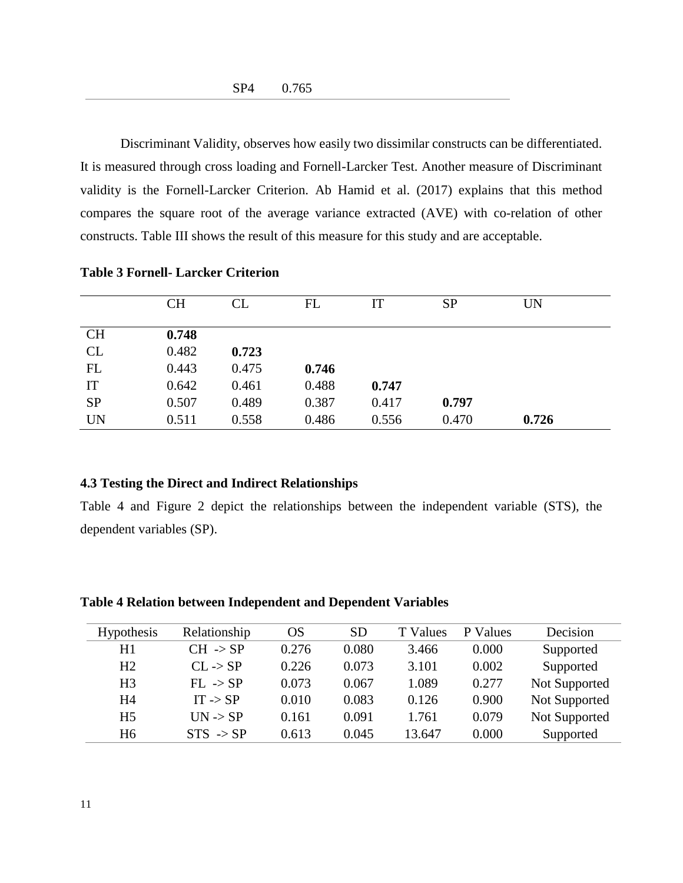| | SP4 | 0.765 |
|---|---|---|

Discriminant Validity, observes how easily two dissimilar constructs can be differentiated. It is measured through cross loading and Fornell-Larcker Test. Another measure of Discriminant validity is the Fornell-Larcker Criterion. Ab Hamid et al. (2017) explains that this method compares the square root of the average variance extracted (AVE) with co-relation of other constructs. Table III shows the result of this measure for this study and are acceptable.

**Table 3 Fornell- Larcker Criterion**

| | CH | CL | FL | IT | SP | UN |
|---|---|---|---|---|---|---|
| CH | **0.748** | | | | | |
| CL | 0.482 | **0.723** | | | | |
| FL | 0.443 | 0.475 | **0.746** | | | |
| IT | 0.642 | 0.461 | 0.488 | **0.747** | | |
| SP | 0.507 | 0.489 | 0.387 | 0.417 | **0.797** | |
| UN | 0.511 | 0.558 | 0.486 | 0.556 | 0.470 | **0.726** |

**4.3 Testing the Direct and Indirect Relationships**

Table 4 and Figure 2 depict the relationships between the independent variable (STS), the dependent variables (SP).

**Table 4 Relation between Independent and Dependent Variables**

| Hypothesis | Relationship | OS | SD | T Values | P Values | Decision |
|---|---|---|---|---|---|---|
| H1 | CH -> SP | 0.276 | 0.080 | 3.466 | 0.000 | Supported |
| H2 | CL -> SP | 0.226 | 0.073 | 3.101 | 0.002 | Supported |
| H3 | FL -> SP | 0.073 | 0.067 | 1.089 | 0.277 | Not Supported |
| H4 | IT -> SP | 0.010 | 0.083 | 0.126 | 0.900 | Not Supported |
| H5 | UN -> SP | 0.161 | 0.091 | 1.761 | 0.079 | Not Supported |
| H6 | STS -> SP | 0.613 | 0.045 | 13.647 | 0.000 | Supported |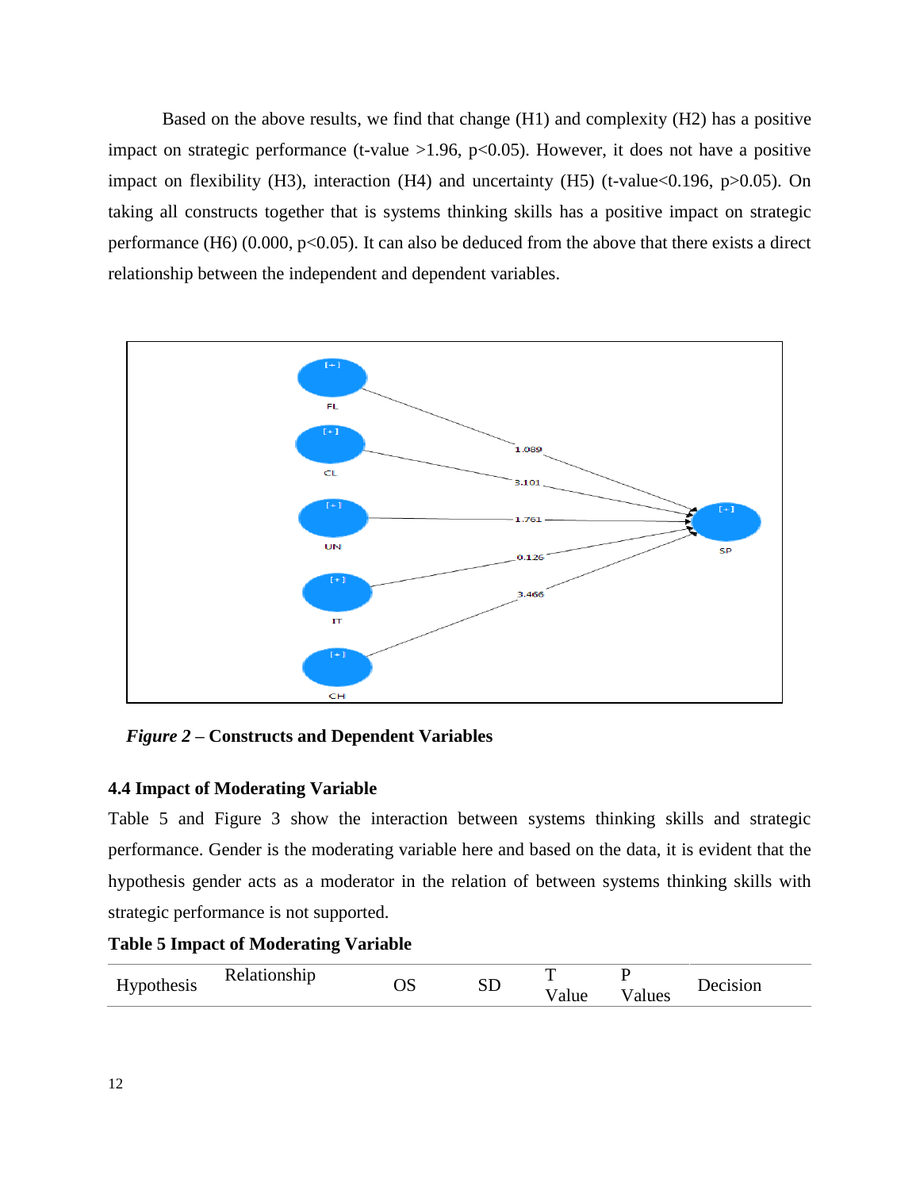Based on the above results, we find that change (H1) and complexity (H2) has a positive impact on strategic performance (t-value >1.96, p<0.05). However, it does not have a positive impact on flexibility (H3), interaction (H4) and uncertainty (H5) (t-value<0.196, p>0.05). On taking all constructs together that is systems thinking skills has a positive impact on strategic performance (H6) (0.000, p<0.05). It can also be deduced from the above that there exists a direct relationship between the independent and dependent variables.

***Figure 2*** **– Constructs and Dependent Variables**

### 4.4 Impact of Moderating Variable

Table 5 and Figure 3 show the interaction between systems thinking skills and strategic performance. Gender is the moderating variable here and based on the data, it is evident that the hypothesis gender acts as a moderator in the relation of between systems thinking skills with strategic performance is not supported.

**Table 5 Impact of Moderating Variable**

| Hypothesis | Relationship | OS | SD | T Value | P Values | Decision |
|---|---|---|---|---|---|---|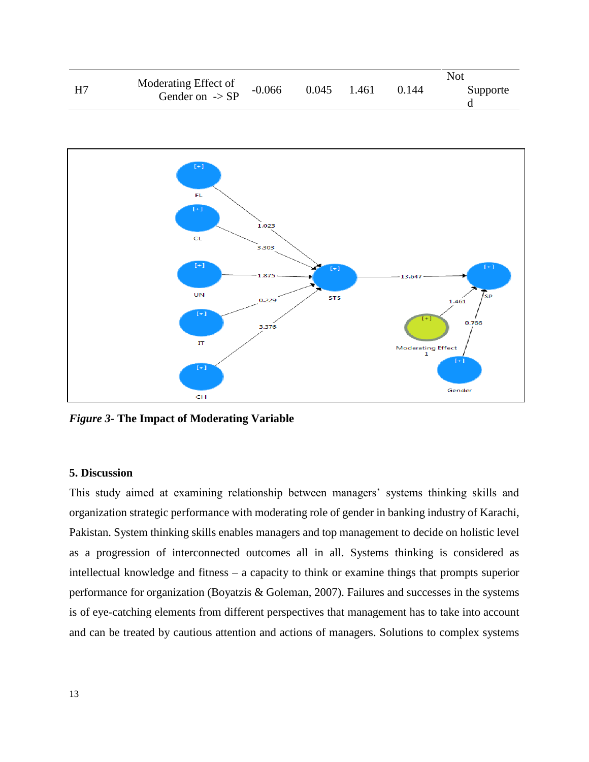| H7 | Moderating Effect of Gender on -> SP | -0.066 | 0.045 | 1.461 | 0.144 | Not Supported |
|---|---|---|---|---|---|---|

***Figure 3*- The Impact of Moderating Variable**

**5. Discussion**

This study aimed at examining relationship between managers' systems thinking skills and organization strategic performance with moderating role of gender in banking industry of Karachi, Pakistan. System thinking skills enables managers and top management to decide on holistic level as a progression of interconnected outcomes all in all. Systems thinking is considered as intellectual knowledge and fitness – a capacity to think or examine things that prompts superior performance for organization (Boyatzis & Goleman, 2007). Failures and successes in the systems is of eye-catching elements from different perspectives that management has to take into account and can be treated by cautious attention and actions of managers. Solutions to complex systems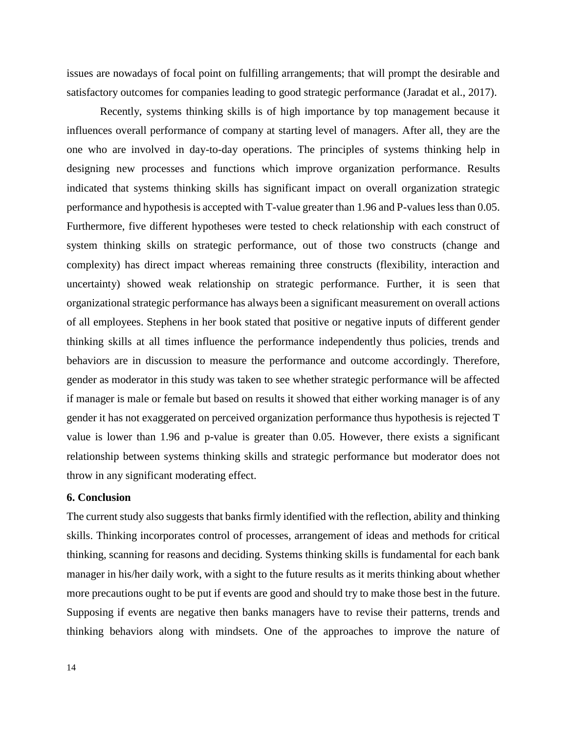issues are nowadays of focal point on fulfilling arrangements; that will prompt the desirable and satisfactory outcomes for companies leading to good strategic performance (Jaradat et al., 2017).

Recently, systems thinking skills is of high importance by top management because it influences overall performance of company at starting level of managers. After all, they are the one who are involved in day-to-day operations. The principles of systems thinking help in designing new processes and functions which improve organization performance. Results indicated that systems thinking skills has significant impact on overall organization strategic performance and hypothesis is accepted with T-value greater than 1.96 and P-values less than 0.05. Furthermore, five different hypotheses were tested to check relationship with each construct of system thinking skills on strategic performance, out of those two constructs (change and complexity) has direct impact whereas remaining three constructs (flexibility, interaction and uncertainty) showed weak relationship on strategic performance. Further, it is seen that organizational strategic performance has always been a significant measurement on overall actions of all employees. Stephens in her book stated that positive or negative inputs of different gender thinking skills at all times influence the performance independently thus policies, trends and behaviors are in discussion to measure the performance and outcome accordingly. Therefore, gender as moderator in this study was taken to see whether strategic performance will be affected if manager is male or female but based on results it showed that either working manager is of any gender it has not exaggerated on perceived organization performance thus hypothesis is rejected T value is lower than 1.96 and p-value is greater than 0.05. However, there exists a significant relationship between systems thinking skills and strategic performance but moderator does not throw in any significant moderating effect.

## 6. Conclusion

The current study also suggests that banks firmly identified with the reflection, ability and thinking skills. Thinking incorporates control of processes, arrangement of ideas and methods for critical thinking, scanning for reasons and deciding. Systems thinking skills is fundamental for each bank manager in his/her daily work, with a sight to the future results as it merits thinking about whether more precautions ought to be put if events are good and should try to make those best in the future. Supposing if events are negative then banks managers have to revise their patterns, trends and thinking behaviors along with mindsets. One of the approaches to improve the nature of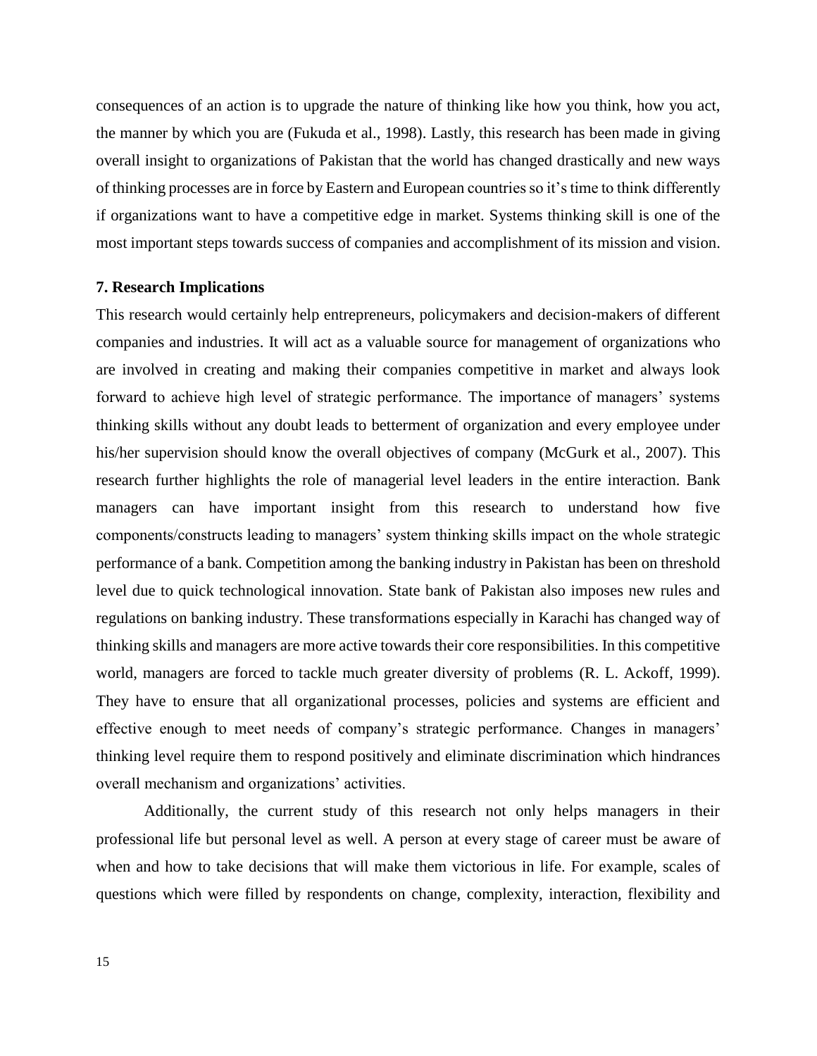consequences of an action is to upgrade the nature of thinking like how you think, how you act, the manner by which you are (Fukuda et al., 1998). Lastly, this research has been made in giving overall insight to organizations of Pakistan that the world has changed drastically and new ways of thinking processes are in force by Eastern and European countries so it's time to think differently if organizations want to have a competitive edge in market. Systems thinking skill is one of the most important steps towards success of companies and accomplishment of its mission and vision.

## 7. Research Implications

This research would certainly help entrepreneurs, policymakers and decision-makers of different companies and industries. It will act as a valuable source for management of organizations who are involved in creating and making their companies competitive in market and always look forward to achieve high level of strategic performance. The importance of managers' systems thinking skills without any doubt leads to betterment of organization and every employee under his/her supervision should know the overall objectives of company (McGurk et al., 2007). This research further highlights the role of managerial level leaders in the entire interaction. Bank managers can have important insight from this research to understand how five components/constructs leading to managers' system thinking skills impact on the whole strategic performance of a bank. Competition among the banking industry in Pakistan has been on threshold level due to quick technological innovation. State bank of Pakistan also imposes new rules and regulations on banking industry. These transformations especially in Karachi has changed way of thinking skills and managers are more active towards their core responsibilities. In this competitive world, managers are forced to tackle much greater diversity of problems (R. L. Ackoff, 1999). They have to ensure that all organizational processes, policies and systems are efficient and effective enough to meet needs of company's strategic performance. Changes in managers' thinking level require them to respond positively and eliminate discrimination which hindrances overall mechanism and organizations' activities.

Additionally, the current study of this research not only helps managers in their professional life but personal level as well. A person at every stage of career must be aware of when and how to take decisions that will make them victorious in life. For example, scales of questions which were filled by respondents on change, complexity, interaction, flexibility and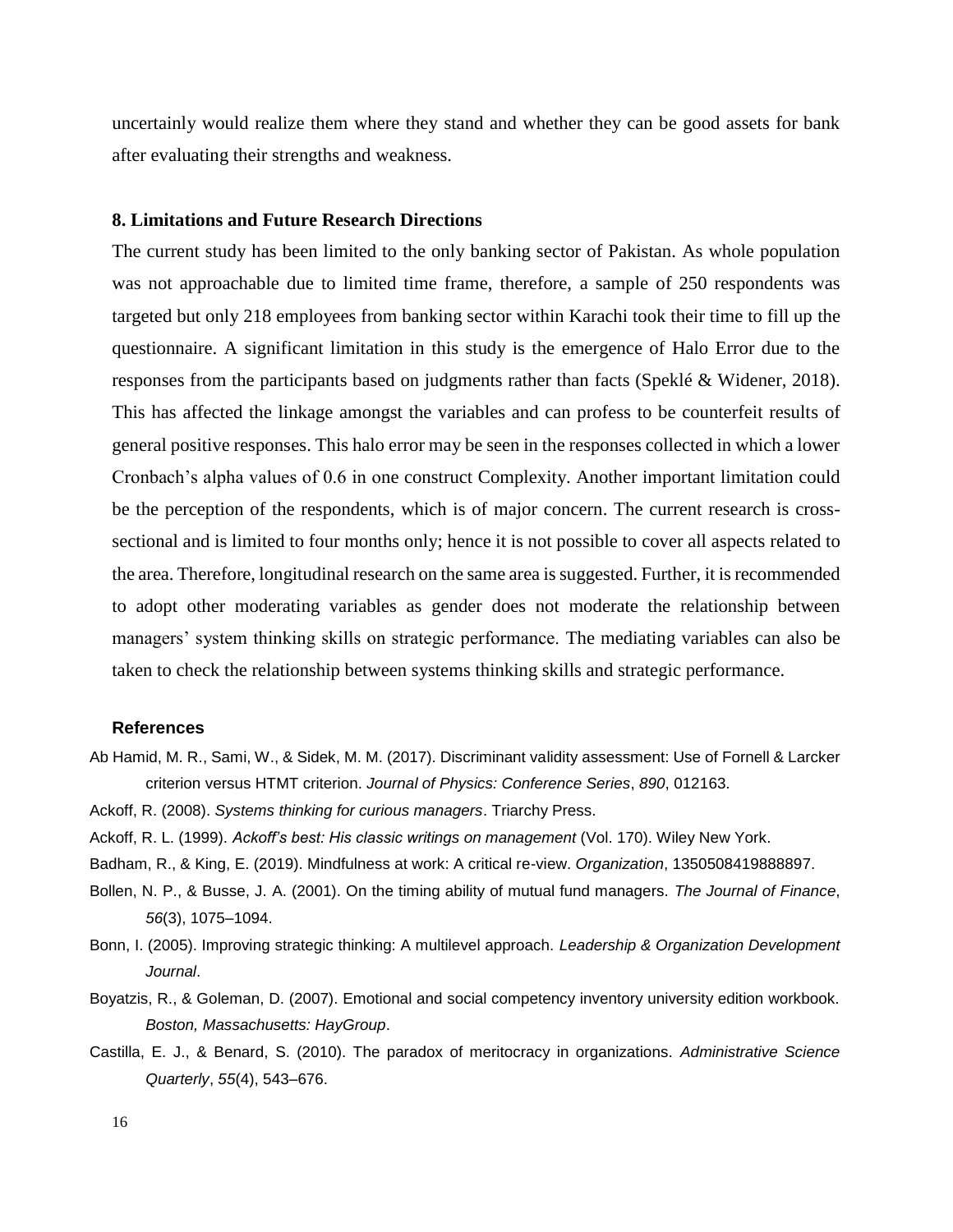uncertainly would realize them where they stand and whether they can be good assets for bank after evaluating their strengths and weakness.

## 8. Limitations and Future Research Directions

The current study has been limited to the only banking sector of Pakistan. As whole population was not approachable due to limited time frame, therefore, a sample of 250 respondents was targeted but only 218 employees from banking sector within Karachi took their time to fill up the questionnaire. A significant limitation in this study is the emergence of Halo Error due to the responses from the participants based on judgments rather than facts (Speklé & Widener, 2018). This has affected the linkage amongst the variables and can profess to be counterfeit results of general positive responses. This halo error may be seen in the responses collected in which a lower Cronbach's alpha values of 0.6 in one construct Complexity. Another important limitation could be the perception of the respondents, which is of major concern. The current research is cross-sectional and is limited to four months only; hence it is not possible to cover all aspects related to the area. Therefore, longitudinal research on the same area is suggested. Further, it is recommended to adopt other moderating variables as gender does not moderate the relationship between managers' system thinking skills on strategic performance. The mediating variables can also be taken to check the relationship between systems thinking skills and strategic performance.

## References

Ab Hamid, M. R., Sami, W., & Sidek, M. M. (2017). Discriminant validity assessment: Use of Fornell & Larcker criterion versus HTMT criterion. *Journal of Physics: Conference Series*, *890*, 012163.

Ackoff, R. (2008). *Systems thinking for curious managers*. Triarchy Press.

Ackoff, R. L. (1999). *Ackoff's best: His classic writings on management* (Vol. 170). Wiley New York.

Badham, R., & King, E. (2019). Mindfulness at work: A critical re-view. *Organization*, 1350508419888897.

Bollen, N. P., & Busse, J. A. (2001). On the timing ability of mutual fund managers. *The Journal of Finance*, *56*(3), 1075–1094.

Bonn, I. (2005). Improving strategic thinking: A multilevel approach. *Leadership & Organization Development Journal*.

Boyatzis, R., & Goleman, D. (2007). Emotional and social competency inventory university edition workbook. *Boston, Massachusetts: HayGroup*.

Castilla, E. J., & Benard, S. (2010). The paradox of meritocracy in organizations. *Administrative Science Quarterly*, *55*(4), 543–676.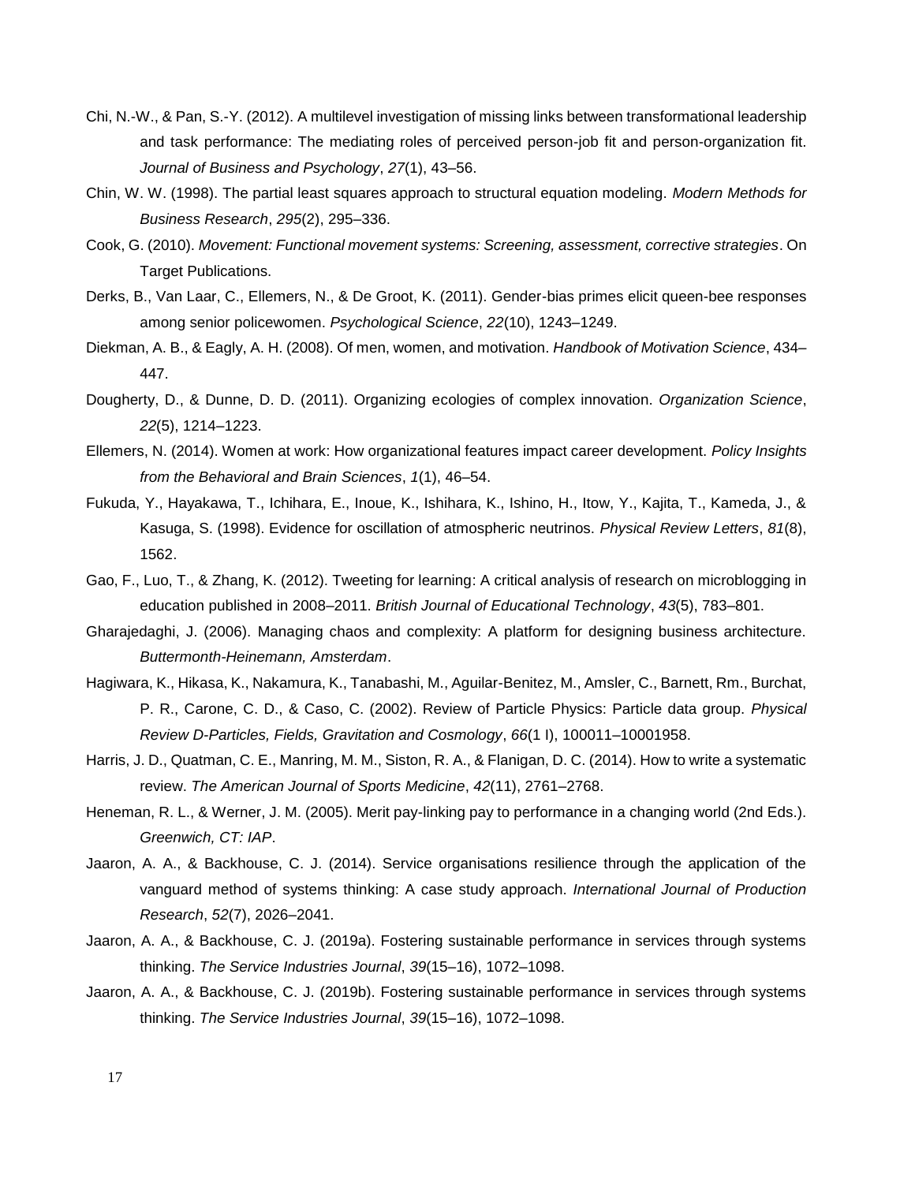Chi, N.-W., & Pan, S.-Y. (2012). A multilevel investigation of missing links between transformational leadership and task performance: The mediating roles of perceived person-job fit and person-organization fit. *Journal of Business and Psychology*, *27*(1), 43–56.

Chin, W. W. (1998). The partial least squares approach to structural equation modeling. *Modern Methods for Business Research*, *295*(2), 295–336.

Cook, G. (2010). *Movement: Functional movement systems: Screening, assessment, corrective strategies*. On Target Publications.

Derks, B., Van Laar, C., Ellemers, N., & De Groot, K. (2011). Gender-bias primes elicit queen-bee responses among senior policewomen. *Psychological Science*, *22*(10), 1243–1249.

Diekman, A. B., & Eagly, A. H. (2008). Of men, women, and motivation. *Handbook of Motivation Science*, 434–447.

Dougherty, D., & Dunne, D. D. (2011). Organizing ecologies of complex innovation. *Organization Science*, *22*(5), 1214–1223.

Ellemers, N. (2014). Women at work: How organizational features impact career development. *Policy Insights from the Behavioral and Brain Sciences*, *1*(1), 46–54.

Fukuda, Y., Hayakawa, T., Ichihara, E., Inoue, K., Ishihara, K., Ishino, H., Itow, Y., Kajita, T., Kameda, J., & Kasuga, S. (1998). Evidence for oscillation of atmospheric neutrinos. *Physical Review Letters*, *81*(8), 1562.

Gao, F., Luo, T., & Zhang, K. (2012). Tweeting for learning: A critical analysis of research on microblogging in education published in 2008–2011. *British Journal of Educational Technology*, *43*(5), 783–801.

Gharajedaghi, J. (2006). Managing chaos and complexity: A platform for designing business architecture. *Buttermonth-Heinemann, Amsterdam*.

Hagiwara, K., Hikasa, K., Nakamura, K., Tanabashi, M., Aguilar-Benitez, M., Amsler, C., Barnett, Rm., Burchat, P. R., Carone, C. D., & Caso, C. (2002). Review of Particle Physics: Particle data group. *Physical Review D-Particles, Fields, Gravitation and Cosmology*, *66*(1 I), 100011–10001958.

Harris, J. D., Quatman, C. E., Manring, M. M., Siston, R. A., & Flanigan, D. C. (2014). How to write a systematic review. *The American Journal of Sports Medicine*, *42*(11), 2761–2768.

Heneman, R. L., & Werner, J. M. (2005). Merit pay-linking pay to performance in a changing world (2nd Eds.). *Greenwich, CT: IAP*.

Jaaron, A. A., & Backhouse, C. J. (2014). Service organisations resilience through the application of the vanguard method of systems thinking: A case study approach. *International Journal of Production Research*, *52*(7), 2026–2041.

Jaaron, A. A., & Backhouse, C. J. (2019a). Fostering sustainable performance in services through systems thinking. *The Service Industries Journal*, *39*(15–16), 1072–1098.

Jaaron, A. A., & Backhouse, C. J. (2019b). Fostering sustainable performance in services through systems thinking. *The Service Industries Journal*, *39*(15–16), 1072–1098.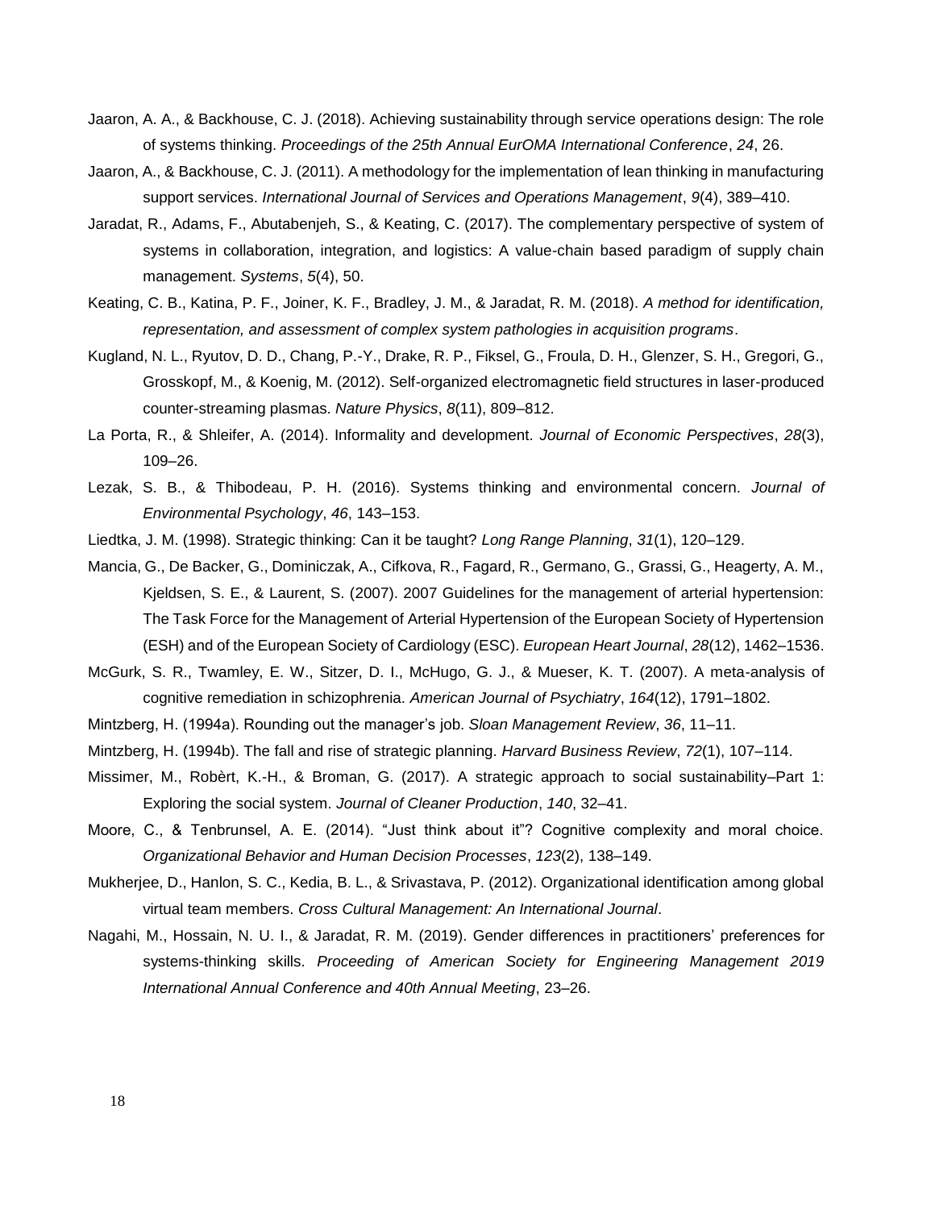Jaaron, A. A., & Backhouse, C. J. (2018). Achieving sustainability through service operations design: The role of systems thinking. *Proceedings of the 25th Annual EurOMA International Conference*, *24*, 26.

Jaaron, A., & Backhouse, C. J. (2011). A methodology for the implementation of lean thinking in manufacturing support services. *International Journal of Services and Operations Management*, *9*(4), 389–410.

Jaradat, R., Adams, F., Abutabenjeh, S., & Keating, C. (2017). The complementary perspective of system of systems in collaboration, integration, and logistics: A value-chain based paradigm of supply chain management. *Systems*, *5*(4), 50.

Keating, C. B., Katina, P. F., Joiner, K. F., Bradley, J. M., & Jaradat, R. M. (2018). *A method for identification, representation, and assessment of complex system pathologies in acquisition programs*.

Kugland, N. L., Ryutov, D. D., Chang, P.-Y., Drake, R. P., Fiksel, G., Froula, D. H., Glenzer, S. H., Gregori, G., Grosskopf, M., & Koenig, M. (2012). Self-organized electromagnetic field structures in laser-produced counter-streaming plasmas. *Nature Physics*, *8*(11), 809–812.

La Porta, R., & Shleifer, A. (2014). Informality and development. *Journal of Economic Perspectives*, *28*(3), 109–26.

Lezak, S. B., & Thibodeau, P. H. (2016). Systems thinking and environmental concern. *Journal of Environmental Psychology*, *46*, 143–153.

Liedtka, J. M. (1998). Strategic thinking: Can it be taught? *Long Range Planning*, *31*(1), 120–129.

Mancia, G., De Backer, G., Dominiczak, A., Cifkova, R., Fagard, R., Germano, G., Grassi, G., Heagerty, A. M., Kjeldsen, S. E., & Laurent, S. (2007). 2007 Guidelines for the management of arterial hypertension: The Task Force for the Management of Arterial Hypertension of the European Society of Hypertension (ESH) and of the European Society of Cardiology (ESC). *European Heart Journal*, *28*(12), 1462–1536.

McGurk, S. R., Twamley, E. W., Sitzer, D. I., McHugo, G. J., & Mueser, K. T. (2007). A meta-analysis of cognitive remediation in schizophrenia. *American Journal of Psychiatry*, *164*(12), 1791–1802.

Mintzberg, H. (1994a). Rounding out the manager's job. *Sloan Management Review*, *36*, 11–11.

Mintzberg, H. (1994b). The fall and rise of strategic planning. *Harvard Business Review*, *72*(1), 107–114.

Missimer, M., Robèrt, K.-H., & Broman, G. (2017). A strategic approach to social sustainability–Part 1: Exploring the social system. *Journal of Cleaner Production*, *140*, 32–41.

Moore, C., & Tenbrunsel, A. E. (2014). "Just think about it"? Cognitive complexity and moral choice. *Organizational Behavior and Human Decision Processes*, *123*(2), 138–149.

Mukherjee, D., Hanlon, S. C., Kedia, B. L., & Srivastava, P. (2012). Organizational identification among global virtual team members. *Cross Cultural Management: An International Journal*.

Nagahi, M., Hossain, N. U. I., & Jaradat, R. M. (2019). Gender differences in practitioners' preferences for systems-thinking skills. *Proceeding of American Society for Engineering Management 2019 International Annual Conference and 40th Annual Meeting*, 23–26.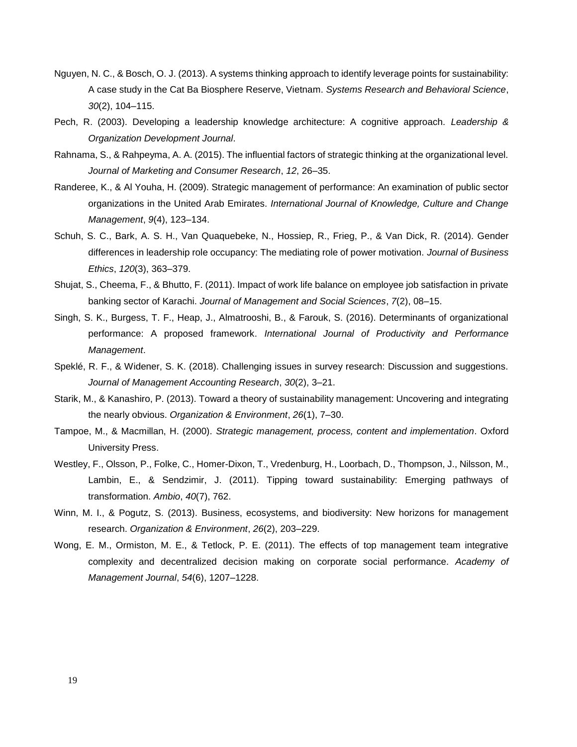Nguyen, N. C., & Bosch, O. J. (2013). A systems thinking approach to identify leverage points for sustainability: A case study in the Cat Ba Biosphere Reserve, Vietnam. *Systems Research and Behavioral Science*, *30*(2), 104–115.

Pech, R. (2003). Developing a leadership knowledge architecture: A cognitive approach. *Leadership & Organization Development Journal*.

Rahnama, S., & Rahpeyma, A. A. (2015). The influential factors of strategic thinking at the organizational level. *Journal of Marketing and Consumer Research*, *12*, 26–35.

Randeree, K., & Al Youha, H. (2009). Strategic management of performance: An examination of public sector organizations in the United Arab Emirates. *International Journal of Knowledge, Culture and Change Management*, *9*(4), 123–134.

Schuh, S. C., Bark, A. S. H., Van Quaquebeke, N., Hossiep, R., Frieg, P., & Van Dick, R. (2014). Gender differences in leadership role occupancy: The mediating role of power motivation. *Journal of Business Ethics*, *120*(3), 363–379.

Shujat, S., Cheema, F., & Bhutto, F. (2011). Impact of work life balance on employee job satisfaction in private banking sector of Karachi. *Journal of Management and Social Sciences*, *7*(2), 08–15.

Singh, S. K., Burgess, T. F., Heap, J., Almatrooshi, B., & Farouk, S. (2016). Determinants of organizational performance: A proposed framework. *International Journal of Productivity and Performance Management*.

Speklé, R. F., & Widener, S. K. (2018). Challenging issues in survey research: Discussion and suggestions. *Journal of Management Accounting Research*, *30*(2), 3–21.

Starik, M., & Kanashiro, P. (2013). Toward a theory of sustainability management: Uncovering and integrating the nearly obvious. *Organization & Environment*, *26*(1), 7–30.

Tampoe, M., & Macmillan, H. (2000). *Strategic management, process, content and implementation*. Oxford University Press.

Westley, F., Olsson, P., Folke, C., Homer-Dixon, T., Vredenburg, H., Loorbach, D., Thompson, J., Nilsson, M., Lambin, E., & Sendzimir, J. (2011). Tipping toward sustainability: Emerging pathways of transformation. *Ambio*, *40*(7), 762.

Winn, M. I., & Pogutz, S. (2013). Business, ecosystems, and biodiversity: New horizons for management research. *Organization & Environment*, *26*(2), 203–229.

Wong, E. M., Ormiston, M. E., & Tetlock, P. E. (2011). The effects of top management team integrative complexity and decentralized decision making on corporate social performance. *Academy of Management Journal*, *54*(6), 1207–1228.